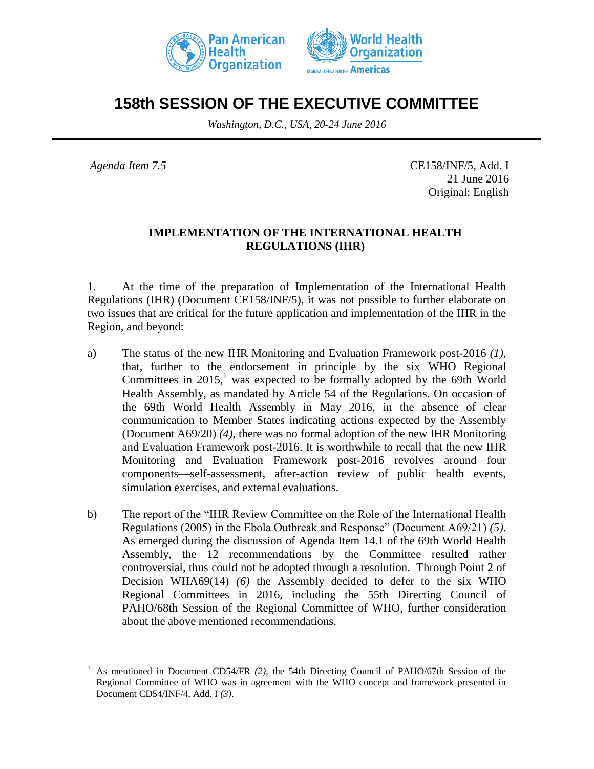# 158th SESSION OF THE EXECUTIVE COMMITTEE

*Washington, D.C., USA, 20-24 June 2016*

*Agenda Item 7.5*

CE158/INF/5, Add. I
21 June 2016
Original: English

**IMPLEMENTATION OF THE INTERNATIONAL HEALTH REGULATIONS (IHR)**

1. At the time of the preparation of Implementation of the International Health Regulations (IHR) (Document CE158/INF/5), it was not possible to further elaborate on two issues that are critical for the future application and implementation of the IHR in the Region, and beyond:

a) The status of the new IHR Monitoring and Evaluation Framework post-2016 *(1)*, that, further to the endorsement in principle by the six WHO Regional Committees in 2015,[1] was expected to be formally adopted by the 69th World Health Assembly, as mandated by Article 54 of the Regulations. On occasion of the 69th World Health Assembly in May 2016, in the absence of clear communication to Member States indicating actions expected by the Assembly (Document A69/20) *(4)*, there was no formal adoption of the new IHR Monitoring and Evaluation Framework post-2016. It is worthwhile to recall that the new IHR Monitoring and Evaluation Framework post-2016 revolves around four components—self-assessment, after-action review of public health events, simulation exercises, and external evaluations.

b) The report of the "IHR Review Committee on the Role of the International Health Regulations (2005) in the Ebola Outbreak and Response" (Document A69/21) *(5)*. As emerged during the discussion of Agenda Item 14.1 of the 69th World Health Assembly, the 12 recommendations by the Committee resulted rather controversial, thus could not be adopted through a resolution. Through Point 2 of Decision WHA69(14) *(6)* the Assembly decided to defer to the six WHO Regional Committees in 2016, including the 55th Directing Council of PAHO/68th Session of the Regional Committee of WHO, further consideration about the above mentioned recommendations.

---

[1] As mentioned in Document CD54/FR *(2)*, the 54th Directing Council of PAHO/67th Session of the Regional Committee of WHO was in agreement with the WHO concept and framework presented in Document CD54/INF/4, Add. I *(3)*.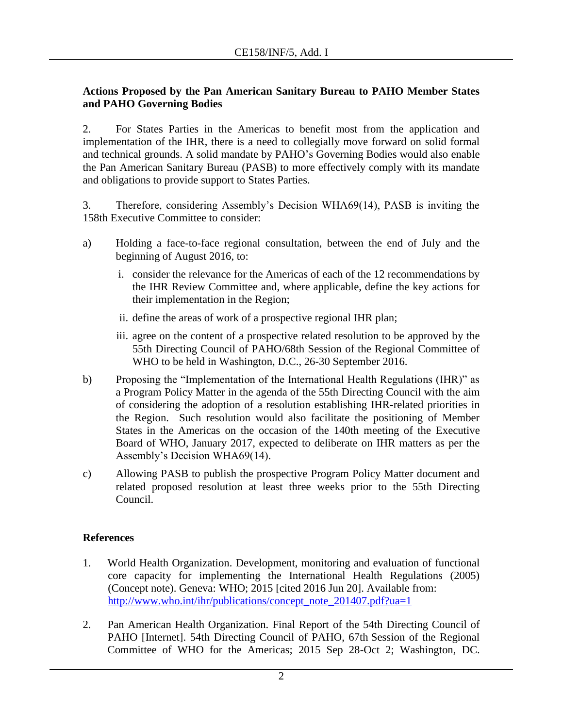## Actions Proposed by the Pan American Sanitary Bureau to PAHO Member States and PAHO Governing Bodies

2. For States Parties in the Americas to benefit most from the application and implementation of the IHR, there is a need to collegially move forward on solid formal and technical grounds. A solid mandate by PAHO's Governing Bodies would also enable the Pan American Sanitary Bureau (PASB) to more effectively comply with its mandate and obligations to provide support to States Parties.

3. Therefore, considering Assembly's Decision WHA69(14), PASB is inviting the 158th Executive Committee to consider:

a) Holding a face-to-face regional consultation, between the end of July and the beginning of August 2016, to:

   i. consider the relevance for the Americas of each of the 12 recommendations by the IHR Review Committee and, where applicable, define the key actions for their implementation in the Region;

   ii. define the areas of work of a prospective regional IHR plan;

   iii. agree on the content of a prospective related resolution to be approved by the 55th Directing Council of PAHO/68th Session of the Regional Committee of WHO to be held in Washington, D.C., 26-30 September 2016.

b) Proposing the "Implementation of the International Health Regulations (IHR)" as a Program Policy Matter in the agenda of the 55th Directing Council with the aim of considering the adoption of a resolution establishing IHR-related priorities in the Region. Such resolution would also facilitate the positioning of Member States in the Americas on the occasion of the 140th meeting of the Executive Board of WHO, January 2017, expected to deliberate on IHR matters as per the Assembly's Decision WHA69(14).

c) Allowing PASB to publish the prospective Program Policy Matter document and related proposed resolution at least three weeks prior to the 55th Directing Council.

## References

1. World Health Organization. Development, monitoring and evaluation of functional core capacity for implementing the International Health Regulations (2005) (Concept note). Geneva: WHO; 2015 [cited 2016 Jun 20]. Available from: http://www.who.int/ihr/publications/concept_note_201407.pdf?ua=1

2. Pan American Health Organization. Final Report of the 54th Directing Council of PAHO [Internet]. 54th Directing Council of PAHO, 67th Session of the Regional Committee of WHO for the Americas; 2015 Sep 28-Oct 2; Washington, DC.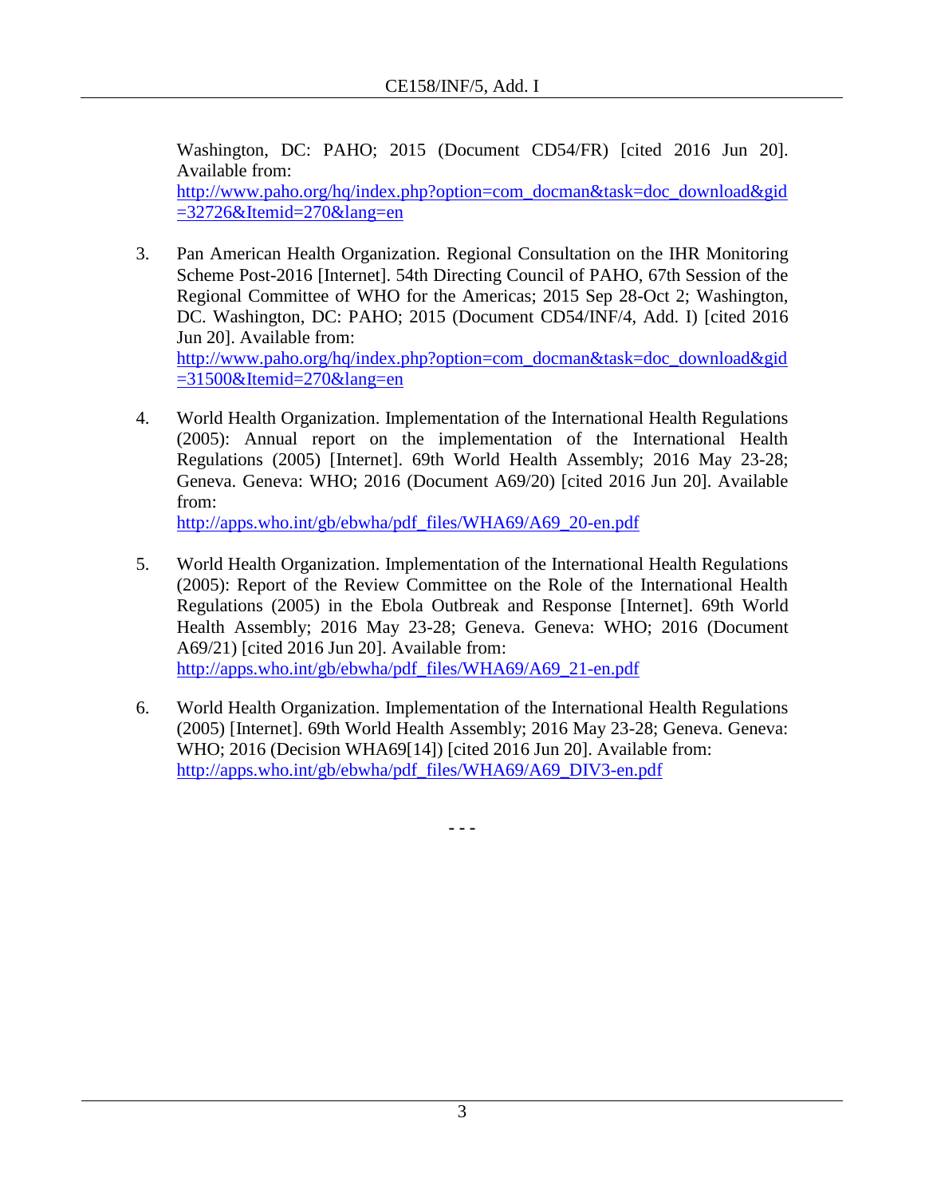Washington, DC: PAHO; 2015 (Document CD54/FR) [cited 2016 Jun 20]. Available from:
http://www.paho.org/hq/index.php?option=com_docman&task=doc_download&gid=32726&Itemid=270&lang=en

3. Pan American Health Organization. Regional Consultation on the IHR Monitoring Scheme Post-2016 [Internet]. 54th Directing Council of PAHO, 67th Session of the Regional Committee of WHO for the Americas; 2015 Sep 28-Oct 2; Washington, DC. Washington, DC: PAHO; 2015 (Document CD54/INF/4, Add. I) [cited 2016 Jun 20]. Available from:
http://www.paho.org/hq/index.php?option=com_docman&task=doc_download&gid=31500&Itemid=270&lang=en

4. World Health Organization. Implementation of the International Health Regulations (2005): Annual report on the implementation of the International Health Regulations (2005) [Internet]. 69th World Health Assembly; 2016 May 23-28; Geneva. Geneva: WHO; 2016 (Document A69/20) [cited 2016 Jun 20]. Available from:
http://apps.who.int/gb/ebwha/pdf_files/WHA69/A69_20-en.pdf

5. World Health Organization. Implementation of the International Health Regulations (2005): Report of the Review Committee on the Role of the International Health Regulations (2005) in the Ebola Outbreak and Response [Internet]. 69th World Health Assembly; 2016 May 23-28; Geneva. Geneva: WHO; 2016 (Document A69/21) [cited 2016 Jun 20]. Available from:
http://apps.who.int/gb/ebwha/pdf_files/WHA69/A69_21-en.pdf

6. World Health Organization. Implementation of the International Health Regulations (2005) [Internet]. 69th World Health Assembly; 2016 May 23-28; Geneva. Geneva: WHO; 2016 (Decision WHA69[14]) [cited 2016 Jun 20]. Available from:
http://apps.who.int/gb/ebwha/pdf_files/WHA69/A69_DIV3-en.pdf

- - -